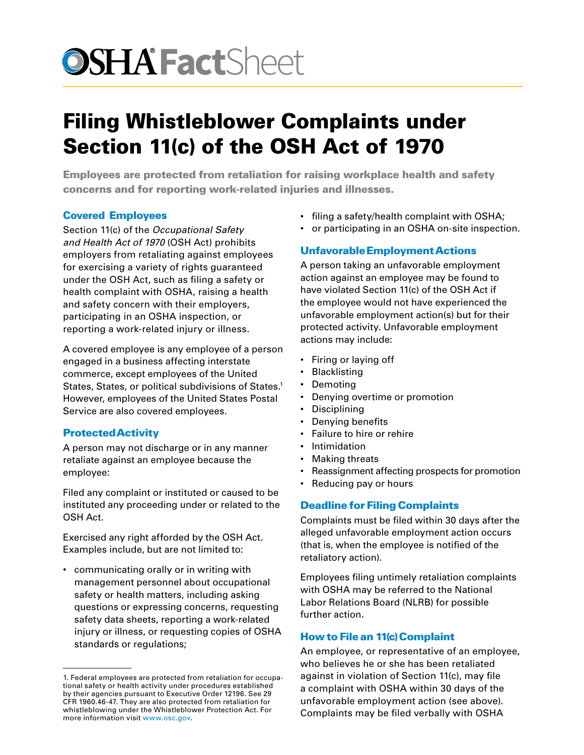# OSHA FactSheet

# Filing Whistleblower Complaints under Section 11(c) of the OSH Act of 1970

**Employees are protected from retaliation for raising workplace health and safety concerns and for reporting work-related injuries and illnesses.**

## Covered Employees

Section 11(c) of the *Occupational Safety and Health Act of 1970* (OSH Act) prohibits employers from retaliating against employees for exercising a variety of rights guaranteed under the OSH Act, such as filing a safety or health complaint with OSHA, raising a health and safety concern with their employers, participating in an OSHA inspection, or reporting a work-related injury or illness.

A covered employee is any employee of a person engaged in a business affecting interstate commerce, except employees of the United States, States, or political subdivisions of States.[1] However, employees of the United States Postal Service are also covered employees.

## Protected Activity

A person may not discharge or in any manner retaliate against an employee because the employee:

Filed any complaint or instituted or caused to be instituted any proceeding under or related to the OSH Act.

Exercised any right afforded by the OSH Act. Examples include, but are not limited to:

- communicating orally or in writing with management personnel about occupational safety or health matters, including asking questions or expressing concerns, requesting safety data sheets, reporting a work-related injury or illness, or requesting copies of OSHA standards or regulations;
- filing a safety/health complaint with OSHA;
- or participating in an OSHA on-site inspection.

## Unfavorable Employment Actions

A person taking an unfavorable employment action against an employee may be found to have violated Section 11(c) of the OSH Act if the employee would not have experienced the unfavorable employment action(s) but for their protected activity. Unfavorable employment actions may include:

- Firing or laying off
- Blacklisting
- Demoting
- Denying overtime or promotion
- Disciplining
- Denying benefits
- Failure to hire or rehire
- Intimidation
- Making threats
- Reassignment affecting prospects for promotion
- Reducing pay or hours

## Deadline for Filing Complaints

Complaints must be filed within 30 days after the alleged unfavorable employment action occurs (that is, when the employee is notified of the retaliatory action).

Employees filing untimely retaliation complaints with OSHA may be referred to the National Labor Relations Board (NLRB) for possible further action.

## How to File an 11(c) Complaint

An employee, or representative of an employee, who believes he or she has been retaliated against in violation of Section 11(c), may file a complaint with OSHA within 30 days of the unfavorable employment action (see above). Complaints may be filed verbally with OSHA

---

1. Federal employees are protected from retaliation for occupational safety or health activity under procedures established by their agencies pursuant to Executive Order 12196. See 29 CFR 1960.46-47. They are also protected from retaliation for whistleblowing under the Whistleblower Protection Act. For more information visit www.osc.gov.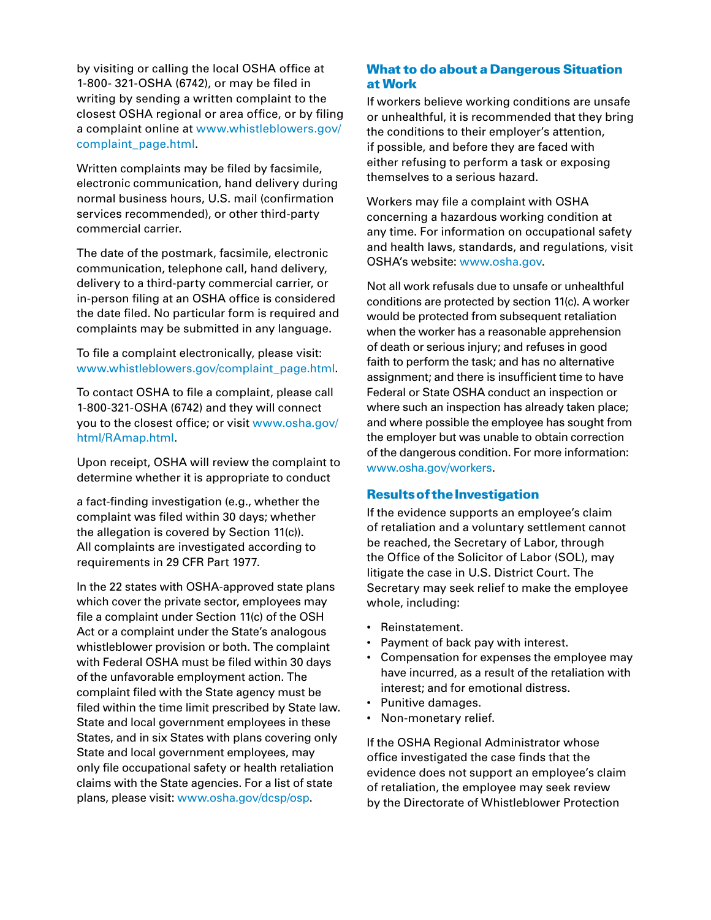by visiting or calling the local OSHA office at 1-800- 321-OSHA (6742), or may be filed in writing by sending a written complaint to the closest OSHA regional or area office, or by filing a complaint online at www.whistleblowers.gov/complaint_page.html.

Written complaints may be filed by facsimile, electronic communication, hand delivery during normal business hours, U.S. mail (confirmation services recommended), or other third-party commercial carrier.

The date of the postmark, facsimile, electronic communication, telephone call, hand delivery, delivery to a third-party commercial carrier, or in-person filing at an OSHA office is considered the date filed. No particular form is required and complaints may be submitted in any language.

To file a complaint electronically, please visit: www.whistleblowers.gov/complaint_page.html.

To contact OSHA to file a complaint, please call 1-800-321-OSHA (6742) and they will connect you to the closest office; or visit www.osha.gov/html/RAmap.html.

Upon receipt, OSHA will review the complaint to determine whether it is appropriate to conduct a fact-finding investigation (e.g., whether the complaint was filed within 30 days; whether the allegation is covered by Section 11(c)). All complaints are investigated according to requirements in 29 CFR Part 1977.

In the 22 states with OSHA-approved state plans which cover the private sector, employees may file a complaint under Section 11(c) of the OSH Act or a complaint under the State's analogous whistleblower provision or both. The complaint with Federal OSHA must be filed within 30 days of the unfavorable employment action. The complaint filed with the State agency must be filed within the time limit prescribed by State law. State and local government employees in these States, and in six States with plans covering only State and local government employees, may only file occupational safety or health retaliation claims with the State agencies. For a list of state plans, please visit: www.osha.gov/dcsp/osp.

## What to do about a Dangerous Situation at Work

If workers believe working conditions are unsafe or unhealthful, it is recommended that they bring the conditions to their employer's attention, if possible, and before they are faced with either refusing to perform a task or exposing themselves to a serious hazard.

Workers may file a complaint with OSHA concerning a hazardous working condition at any time. For information on occupational safety and health laws, standards, and regulations, visit OSHA's website: www.osha.gov.

Not all work refusals due to unsafe or unhealthful conditions are protected by section 11(c). A worker would be protected from subsequent retaliation when the worker has a reasonable apprehension of death or serious injury; and refuses in good faith to perform the task; and has no alternative assignment; and there is insufficient time to have Federal or State OSHA conduct an inspection or where such an inspection has already taken place; and where possible the employee has sought from the employer but was unable to obtain correction of the dangerous condition. For more information: www.osha.gov/workers.

## Results of the Investigation

If the evidence supports an employee's claim of retaliation and a voluntary settlement cannot be reached, the Secretary of Labor, through the Office of the Solicitor of Labor (SOL), may litigate the case in U.S. District Court. The Secretary may seek relief to make the employee whole, including:

- Reinstatement.
- Payment of back pay with interest.
- Compensation for expenses the employee may have incurred, as a result of the retaliation with interest; and for emotional distress.
- Punitive damages.
- Non-monetary relief.

If the OSHA Regional Administrator whose office investigated the case finds that the evidence does not support an employee's claim of retaliation, the employee may seek review by the Directorate of Whistleblower Protection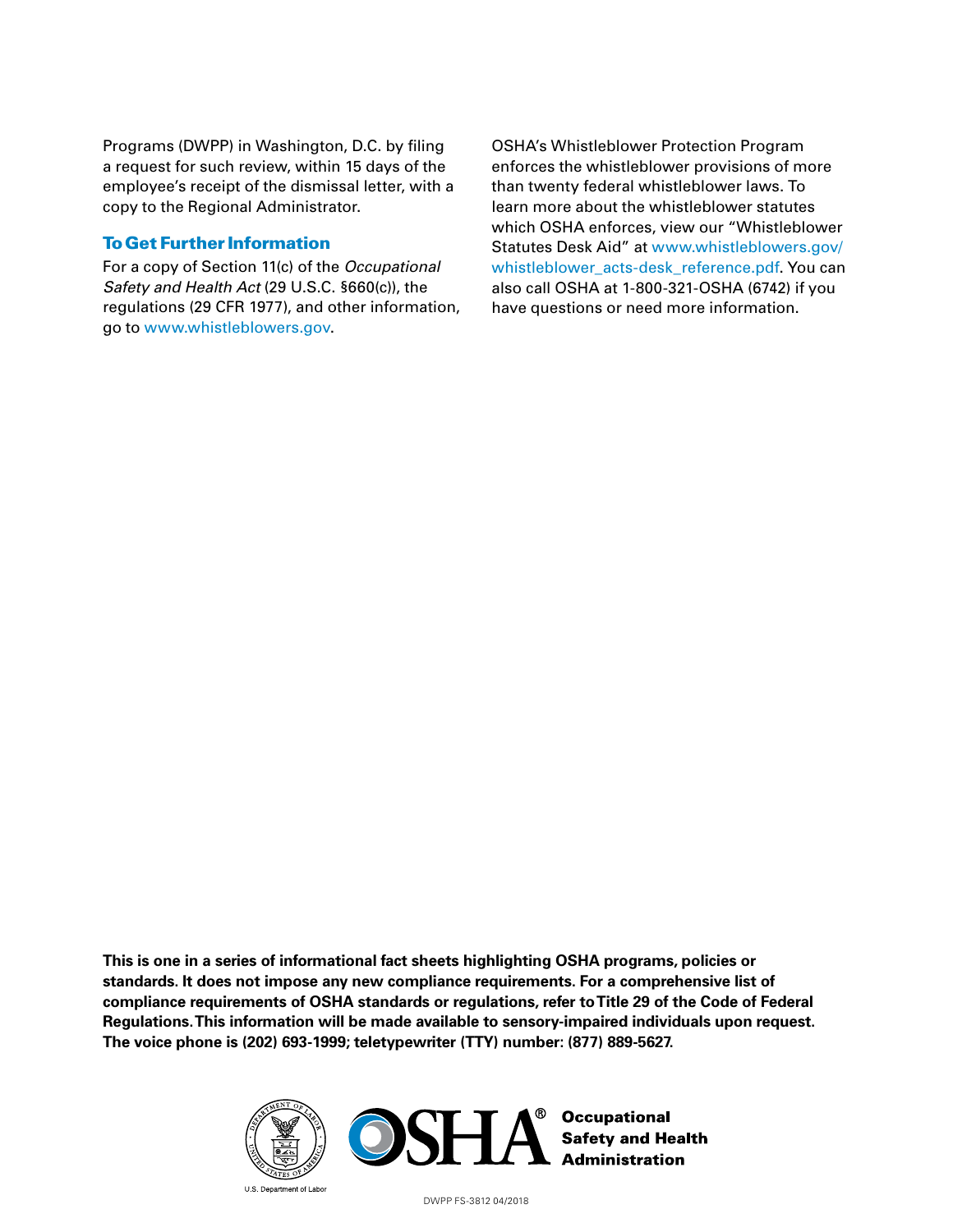Programs (DWPP) in Washington, D.C. by filing a request for such review, within 15 days of the employee's receipt of the dismissal letter, with a copy to the Regional Administrator.

## To Get Further Information

For a copy of Section 11(c) of the *Occupational Safety and Health Act* (29 U.S.C. §660(c)), the regulations (29 CFR 1977), and other information, go to www.whistleblowers.gov.

OSHA's Whistleblower Protection Program enforces the whistleblower provisions of more than twenty federal whistleblower laws. To learn more about the whistleblower statutes which OSHA enforces, view our "Whistleblower Statutes Desk Aid" at www.whistleblowers.gov/whistleblower_acts-desk_reference.pdf. You can also call OSHA at 1-800-321-OSHA (6742) if you have questions or need more information.

**This is one in a series of informational fact sheets highlighting OSHA programs, policies or standards. It does not impose any new compliance requirements. For a comprehensive list of compliance requirements of OSHA standards or regulations, refer to Title 29 of the Code of Federal Regulations. This information will be made available to sensory-impaired individuals upon request. The voice phone is (202) 693-1999; teletypewriter (TTY) number: (877) 889-5627.**

U.S. Department of Labor

OSHA® Occupational Safety and Health Administration

DWPP FS-3812 04/2018